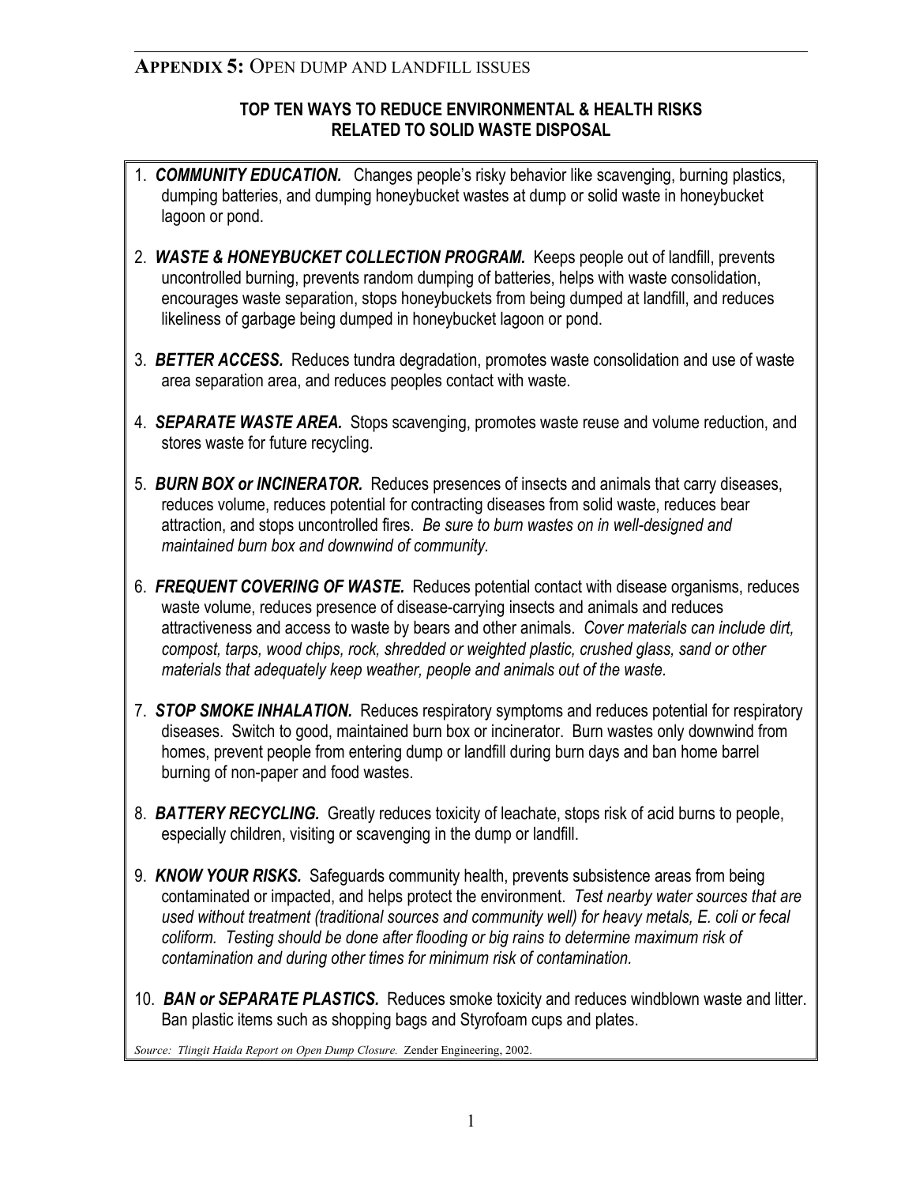## APPENDIX 5: OPEN DUMP AND LANDFILL ISSUES

### TOP TEN WAYS TO REDUCE ENVIRONMENTAL & HEALTH RISKS RELATED TO SOLID WASTE DISPOSAL

1. ***COMMUNITY EDUCATION.*** Changes people's risky behavior like scavenging, burning plastics, dumping batteries, and dumping honeybucket wastes at dump or solid waste in honeybucket lagoon or pond.

2. ***WASTE & HONEYBUCKET COLLECTION PROGRAM.*** Keeps people out of landfill, prevents uncontrolled burning, prevents random dumping of batteries, helps with waste consolidation, encourages waste separation, stops honeybuckets from being dumped at landfill, and reduces likeliness of garbage being dumped in honeybucket lagoon or pond.

3. ***BETTER ACCESS.*** Reduces tundra degradation, promotes waste consolidation and use of waste area separation area, and reduces peoples contact with waste.

4. ***SEPARATE WASTE AREA.*** Stops scavenging, promotes waste reuse and volume reduction, and stores waste for future recycling.

5. ***BURN BOX or INCINERATOR.*** Reduces presences of insects and animals that carry diseases, reduces volume, reduces potential for contracting diseases from solid waste, reduces bear attraction, and stops uncontrolled fires. *Be sure to burn wastes on in well-designed and maintained burn box and downwind of community.*

6. ***FREQUENT COVERING OF WASTE.*** Reduces potential contact with disease organisms, reduces waste volume, reduces presence of disease-carrying insects and animals and reduces attractiveness and access to waste by bears and other animals. *Cover materials can include dirt, compost, tarps, wood chips, rock, shredded or weighted plastic, crushed glass, sand or other materials that adequately keep weather, people and animals out of the waste.*

7. ***STOP SMOKE INHALATION.*** Reduces respiratory symptoms and reduces potential for respiratory diseases. Switch to good, maintained burn box or incinerator. Burn wastes only downwind from homes, prevent people from entering dump or landfill during burn days and ban home barrel burning of non-paper and food wastes.

8. ***BATTERY RECYCLING.*** Greatly reduces toxicity of leachate, stops risk of acid burns to people, especially children, visiting or scavenging in the dump or landfill.

9. ***KNOW YOUR RISKS.*** Safeguards community health, prevents subsistence areas from being contaminated or impacted, and helps protect the environment. *Test nearby water sources that are used without treatment (traditional sources and community well) for heavy metals, E. coli or fecal coliform. Testing should be done after flooding or big rains to determine maximum risk of contamination and during other times for minimum risk of contamination.*

10. ***BAN or SEPARATE PLASTICS.*** Reduces smoke toxicity and reduces windblown waste and litter. Ban plastic items such as shopping bags and Styrofoam cups and plates.

*Source: Tlingit Haida Report on Open Dump Closure.* Zender Engineering, 2002.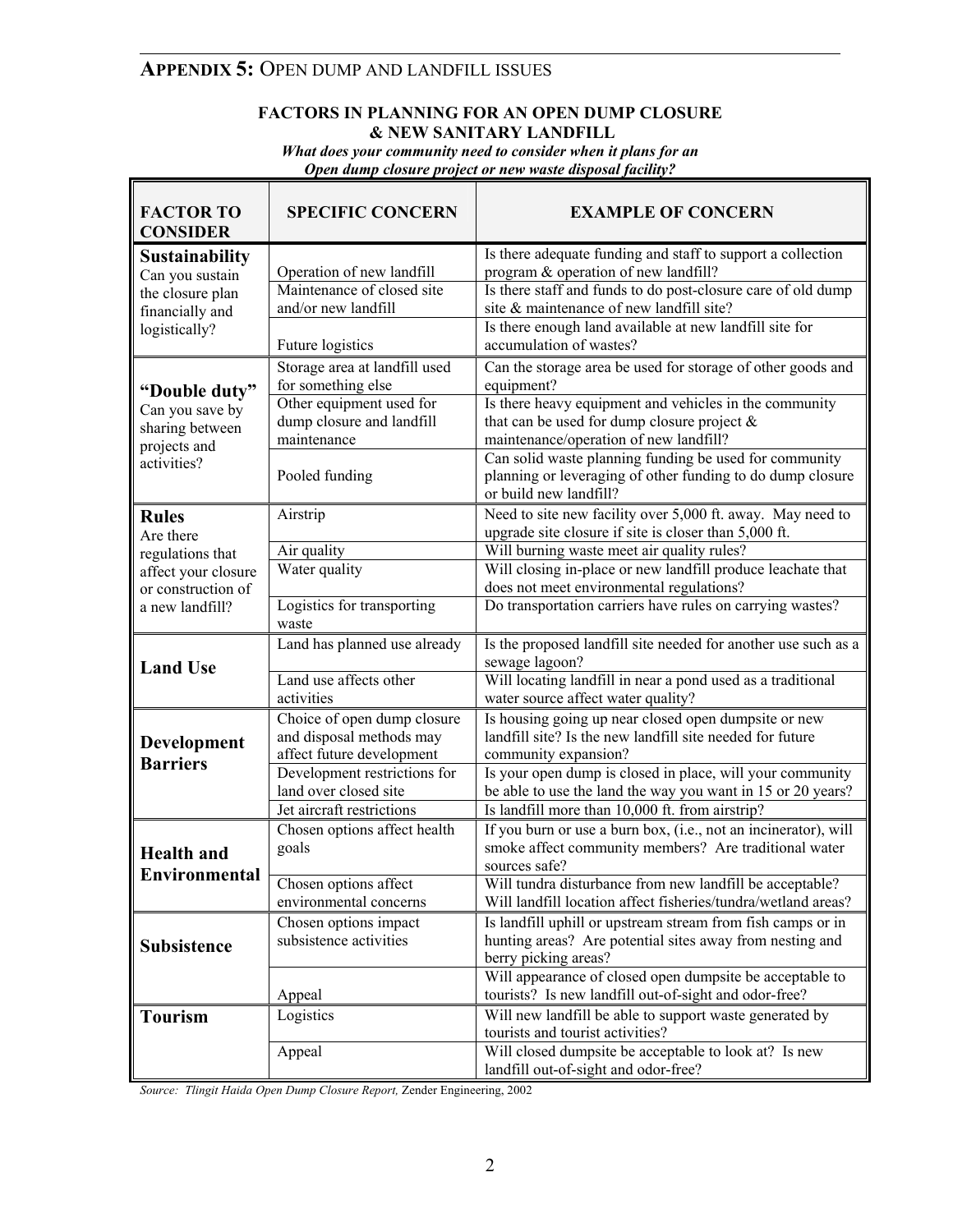## APPENDIX 5: OPEN DUMP AND LANDFILL ISSUES

### FACTORS IN PLANNING FOR AN OPEN DUMP CLOSURE & NEW SANITARY LANDFILL

***What does your community need to consider when it plans for an Open dump closure project or new waste disposal facility?***

| FACTOR TO CONSIDER | SPECIFIC CONCERN | EXAMPLE OF CONCERN |
|---|---|---|
| **Sustainability** Can you sustain the closure plan financially and logistically? | Operation of new landfill | Is there adequate funding and staff to support a collection program & operation of new landfill? |
| | Maintenance of closed site and/or new landfill | Is there staff and funds to do post-closure care of old dump site & maintenance of new landfill site? |
| | Future logistics | Is there enough land available at new landfill site for accumulation of wastes? |
| **"Double duty"** Can you save by sharing between projects and activities? | Storage area at landfill used for something else | Can the storage area be used for storage of other goods and equipment? |
| | Other equipment used for dump closure and landfill maintenance | Is there heavy equipment and vehicles in the community that can be used for dump closure project & maintenance/operation of new landfill? |
| | Pooled funding | Can solid waste planning funding be used for community planning or leveraging of other funding to do dump closure or build new landfill? |
| **Rules** Are there regulations that affect your closure or construction of a new landfill? | Airstrip | Need to site new facility over 5,000 ft. away. May need to upgrade site closure if site is closer than 5,000 ft. |
| | Air quality | Will burning waste meet air quality rules? |
| | Water quality | Will closing in-place or new landfill produce leachate that does not meet environmental regulations? |
| | Logistics for transporting waste | Do transportation carriers have rules on carrying wastes? |
| **Land Use** | Land has planned use already | Is the proposed landfill site needed for another use such as a sewage lagoon? |
| | Land use affects other activities | Will locating landfill in near a pond used as a traditional water source affect water quality? |
| **Development Barriers** | Choice of open dump closure and disposal methods may affect future development | Is housing going up near closed open dumpsite or new landfill site? Is the new landfill site needed for future community expansion? |
| | Development restrictions for land over closed site | Is your open dump is closed in place, will your community be able to use the land the way you want in 15 or 20 years? |
| | Jet aircraft restrictions | Is landfill more than 10,000 ft. from airstrip? |
| **Health and Environmental** | Chosen options affect health goals | If you burn or use a burn box, (i.e., not an incinerator), will smoke affect community members? Are traditional water sources safe? |
| | Chosen options affect environmental concerns | Will tundra disturbance from new landfill be acceptable? Will landfill location affect fisheries/tundra/wetland areas? |
| **Subsistence** | Chosen options impact subsistence activities | Is landfill uphill or upstream stream from fish camps or in hunting areas? Are potential sites away from nesting and berry picking areas? |
| | Appeal | Will appearance of closed open dumpsite be acceptable to tourists? Is new landfill out-of-sight and odor-free? |
| **Tourism** | Logistics | Will new landfill be able to support waste generated by tourists and tourist activities? |
| | Appeal | Will closed dumpsite be acceptable to look at? Is new landfill out-of-sight and odor-free? |

*Source: Tlingit Haida Open Dump Closure Report,* Zender Engineering, 2002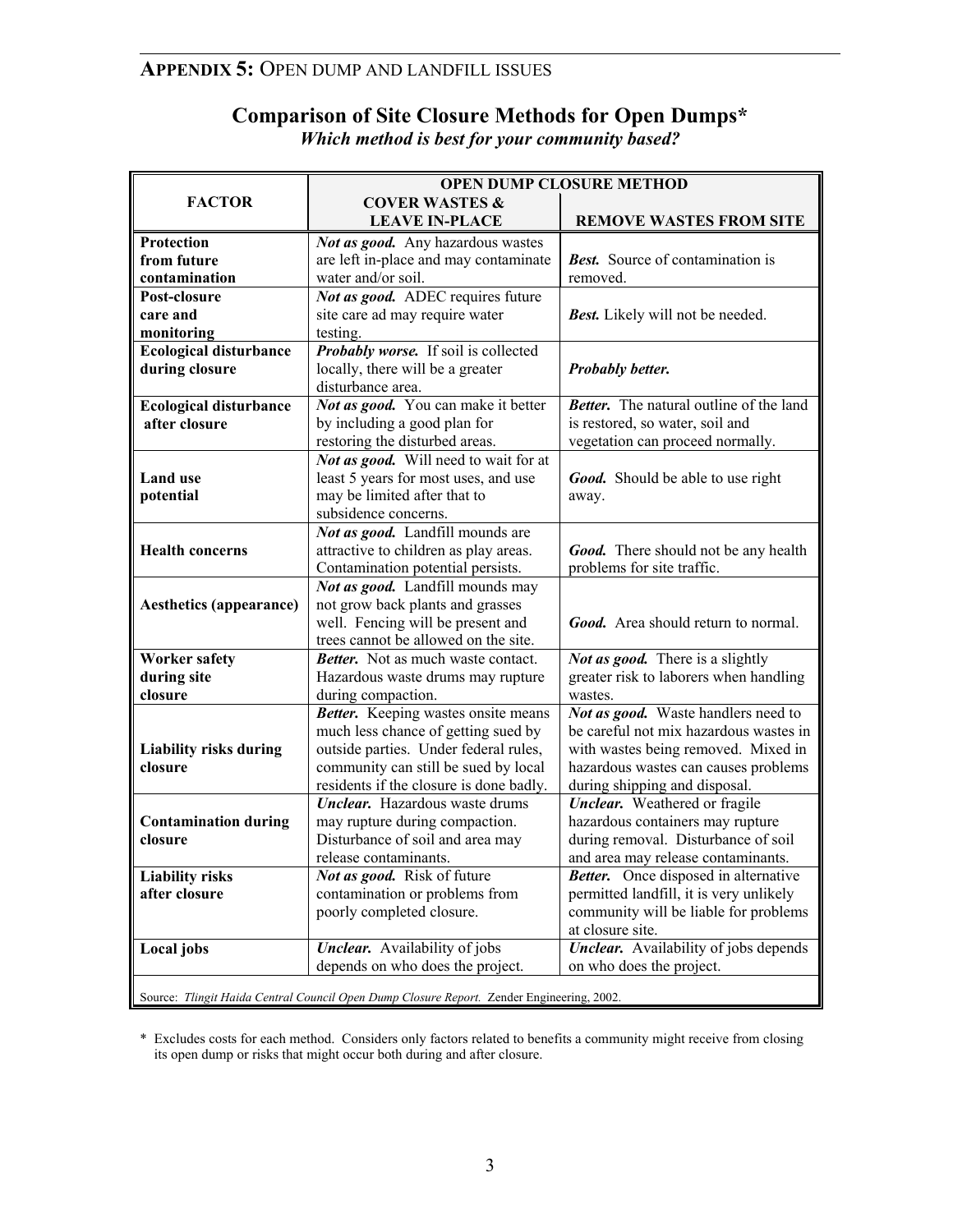## APPENDIX 5: OPEN DUMP AND LANDFILL ISSUES

### Comparison of Site Closure Methods for Open Dumps*

*Which method is best for your community based?*

| FACTOR | OPEN DUMP CLOSURE METHOD | |
|---|---|---|
| | COVER WASTES & LEAVE IN-PLACE | REMOVE WASTES FROM SITE |
| **Protection from future contamination** | ***Not as good.*** Any hazardous wastes are left in-place and may contaminate water and/or soil. | ***Best.*** Source of contamination is removed. |
| **Post-closure care and monitoring** | ***Not as good.*** ADEC requires future site care ad may require water testing. | ***Best.*** Likely will not be needed. |
| **Ecological disturbance during closure** | ***Probably worse.*** If soil is collected locally, there will be a greater disturbance area. | ***Probably better.*** |
| **Ecological disturbance after closure** | ***Not as good.*** You can make it better by including a good plan for restoring the disturbed areas. | ***Better.*** The natural outline of the land is restored, so water, soil and vegetation can proceed normally. |
| **Land use potential** | ***Not as good.*** Will need to wait for at least 5 years for most uses, and use may be limited after that to subsidence concerns. | ***Good.*** Should be able to use right away. |
| **Health concerns** | ***Not as good.*** Landfill mounds are attractive to children as play areas. Contamination potential persists. | ***Good.*** There should not be any health problems for site traffic. |
| **Aesthetics (appearance)** | ***Not as good.*** Landfill mounds may not grow back plants and grasses well. Fencing will be present and trees cannot be allowed on the site. | ***Good.*** Area should return to normal. |
| **Worker safety during site closure** | ***Better.*** Not as much waste contact. Hazardous waste drums may rupture during compaction. | ***Not as good.*** There is a slightly greater risk to laborers when handling wastes. |
| **Liability risks during closure** | ***Better.*** Keeping wastes onsite means much less chance of getting sued by outside parties. Under federal rules, community can still be sued by local residents if the closure is done badly. | ***Not as good.*** Waste handlers need to be careful not mix hazardous wastes in with wastes being removed. Mixed in hazardous wastes can causes problems during shipping and disposal. |
| **Contamination during closure** | ***Unclear.*** Hazardous waste drums may rupture during compaction. Disturbance of soil and area may release contaminants. | ***Unclear.*** Weathered or fragile hazardous containers may rupture during removal. Disturbance of soil and area may release contaminants. |
| **Liability risks after closure** | ***Not as good.*** Risk of future contamination or problems from poorly completed closure. | ***Better.*** Once disposed in alternative permitted landfill, it is very unlikely community will be liable for problems at closure site. |
| **Local jobs** | ***Unclear.*** Availability of jobs depends on who does the project. | ***Unclear.*** Availability of jobs depends on who does the project. |

Source: *Tlingit Haida Central Council Open Dump Closure Report.* Zender Engineering, 2002.

\* Excludes costs for each method. Considers only factors related to benefits a community might receive from closing its open dump or risks that might occur both during and after closure.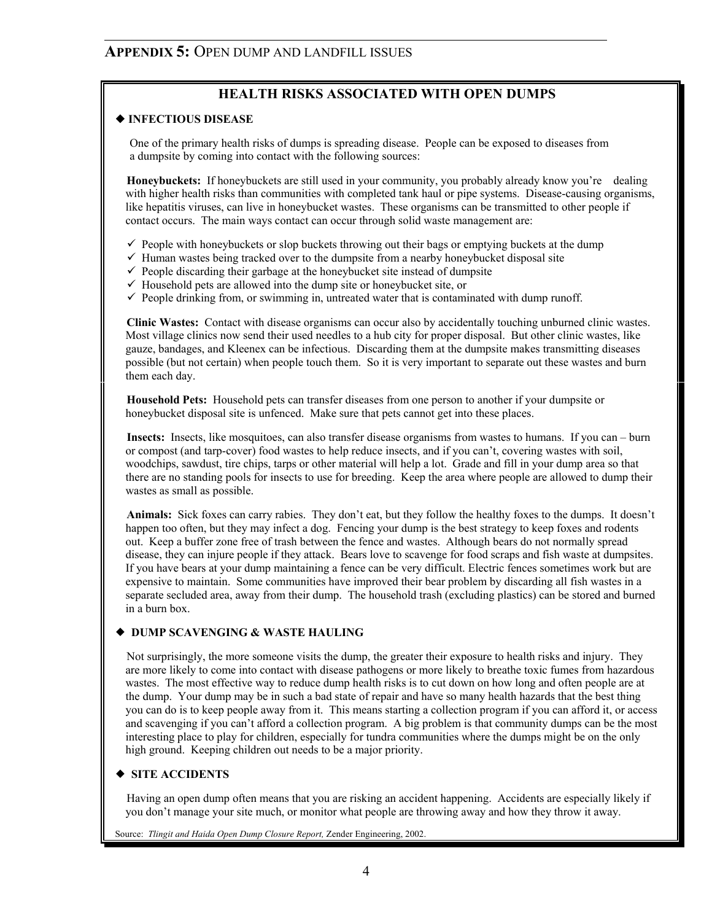## APPENDIX 5: OPEN DUMP AND LANDFILL ISSUES

### HEALTH RISKS ASSOCIATED WITH OPEN DUMPS

#### ◆ INFECTIOUS DISEASE

One of the primary health risks of dumps is spreading disease. People can be exposed to diseases from a dumpsite by coming into contact with the following sources:

**Honeybuckets:** If honeybuckets are still used in your community, you probably already know you're dealing with higher health risks than communities with completed tank haul or pipe systems. Disease-causing organisms, like hepatitis viruses, can live in honeybucket wastes. These organisms can be transmitted to other people if contact occurs. The main ways contact can occur through solid waste management are:

- ✓ People with honeybuckets or slop buckets throwing out their bags or emptying buckets at the dump
- ✓ Human wastes being tracked over to the dumpsite from a nearby honeybucket disposal site
- ✓ People discarding their garbage at the honeybucket site instead of dumpsite
- ✓ Household pets are allowed into the dump site or honeybucket site, or
- ✓ People drinking from, or swimming in, untreated water that is contaminated with dump runoff.

**Clinic Wastes:** Contact with disease organisms can occur also by accidentally touching unburned clinic wastes. Most village clinics now send their used needles to a hub city for proper disposal. But other clinic wastes, like gauze, bandages, and Kleenex can be infectious. Discarding them at the dumpsite makes transmitting diseases possible (but not certain) when people touch them. So it is very important to separate out these wastes and burn them each day.

**Household Pets:** Household pets can transfer diseases from one person to another if your dumpsite or honeybucket disposal site is unfenced. Make sure that pets cannot get into these places.

**Insects:** Insects, like mosquitoes, can also transfer disease organisms from wastes to humans. If you can – burn or compost (and tarp-cover) food wastes to help reduce insects, and if you can't, covering wastes with soil, woodchips, sawdust, tire chips, tarps or other material will help a lot. Grade and fill in your dump area so that there are no standing pools for insects to use for breeding. Keep the area where people are allowed to dump their wastes as small as possible.

**Animals:** Sick foxes can carry rabies. They don't eat, but they follow the healthy foxes to the dumps. It doesn't happen too often, but they may infect a dog. Fencing your dump is the best strategy to keep foxes and rodents out. Keep a buffer zone free of trash between the fence and wastes. Although bears do not normally spread disease, they can injure people if they attack. Bears love to scavenge for food scraps and fish waste at dumpsites. If you have bears at your dump maintaining a fence can be very difficult. Electric fences sometimes work but are expensive to maintain. Some communities have improved their bear problem by discarding all fish wastes in a separate secluded area, away from their dump. The household trash (excluding plastics) can be stored and burned in a burn box.

#### ◆ DUMP SCAVENGING & WASTE HAULING

Not surprisingly, the more someone visits the dump, the greater their exposure to health risks and injury. They are more likely to come into contact with disease pathogens or more likely to breathe toxic fumes from hazardous wastes. The most effective way to reduce dump health risks is to cut down on how long and often people are at the dump. Your dump may be in such a bad state of repair and have so many health hazards that the best thing you can do is to keep people away from it. This means starting a collection program if you can afford it, or access and scavenging if you can't afford a collection program. A big problem is that community dumps can be the most interesting place to play for children, especially for tundra communities where the dumps might be on the only high ground. Keeping children out needs to be a major priority.

#### ◆ SITE ACCIDENTS

Having an open dump often means that you are risking an accident happening. Accidents are especially likely if you don't manage your site much, or monitor what people are throwing away and how they throw it away.

Source: *Tlingit and Haida Open Dump Closure Report,* Zender Engineering, 2002.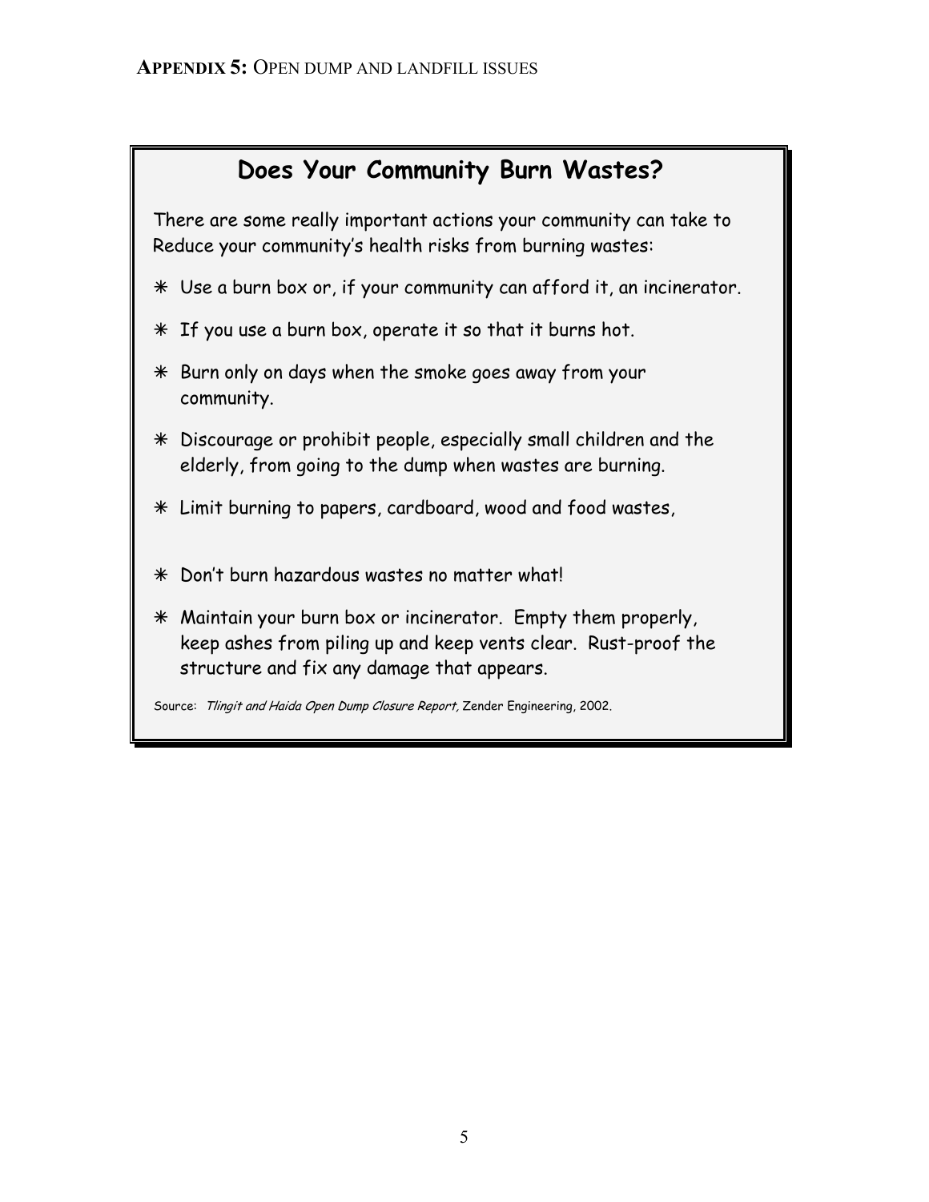**APPENDIX 5:** OPEN DUMP AND LANDFILL ISSUES

## Does Your Community Burn Wastes?

There are some really important actions your community can take to Reduce your community's health risks from burning wastes:

- Use a burn box or, if your community can afford it, an incinerator.
- If you use a burn box, operate it so that it burns hot.
- Burn only on days when the smoke goes away from your community.
- Discourage or prohibit people, especially small children and the elderly, from going to the dump when wastes are burning.
- Limit burning to papers, cardboard, wood and food wastes,
- Don't burn hazardous wastes no matter what!
- Maintain your burn box or incinerator. Empty them properly, keep ashes from piling up and keep vents clear. Rust-proof the structure and fix any damage that appears.

Source: *Tlingit and Haida Open Dump Closure Report,* Zender Engineering, 2002.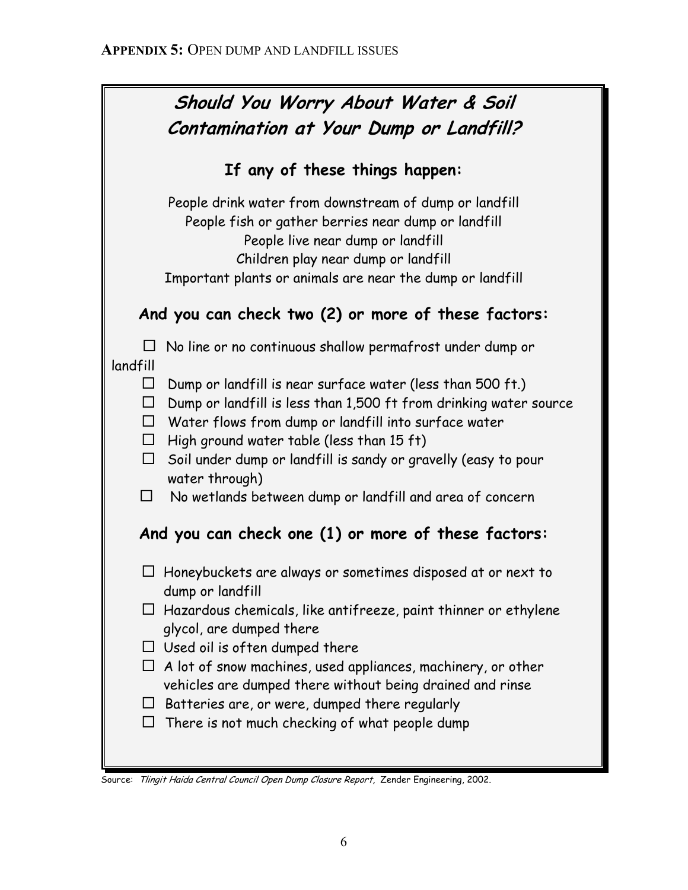**APPENDIX 5:** OPEN DUMP AND LANDFILL ISSUES

## *Should You Worry About Water & Soil Contamination at Your Dump or Landfill?*

### If any of these things happen:

People drink water from downstream of dump or landfill
People fish or gather berries near dump or landfill
People live near dump or landfill
Children play near dump or landfill
Important plants or animals are near the dump or landfill

### And you can check two (2) or more of these factors:

- ☐ No line or no continuous shallow permafrost under dump or landfill
- ☐ Dump or landfill is near surface water (less than 500 ft.)
- ☐ Dump or landfill is less than 1,500 ft from drinking water source
- ☐ Water flows from dump or landfill into surface water
- ☐ High ground water table (less than 15 ft)
- ☐ Soil under dump or landfill is sandy or gravelly (easy to pour water through)
- ☐ No wetlands between dump or landfill and area of concern

### And you can check one (1) or more of these factors:

- ☐ Honeybuckets are always or sometimes disposed at or next to dump or landfill
- ☐ Hazardous chemicals, like antifreeze, paint thinner or ethylene glycol, are dumped there
- ☐ Used oil is often dumped there
- ☐ A lot of snow machines, used appliances, machinery, or other vehicles are dumped there without being drained and rinse
- ☐ Batteries are, or were, dumped there regularly
- ☐ There is not much checking of what people dump

Source: *Tlingit Haida Central Council Open Dump Closure Report*, Zender Engineering, 2002.